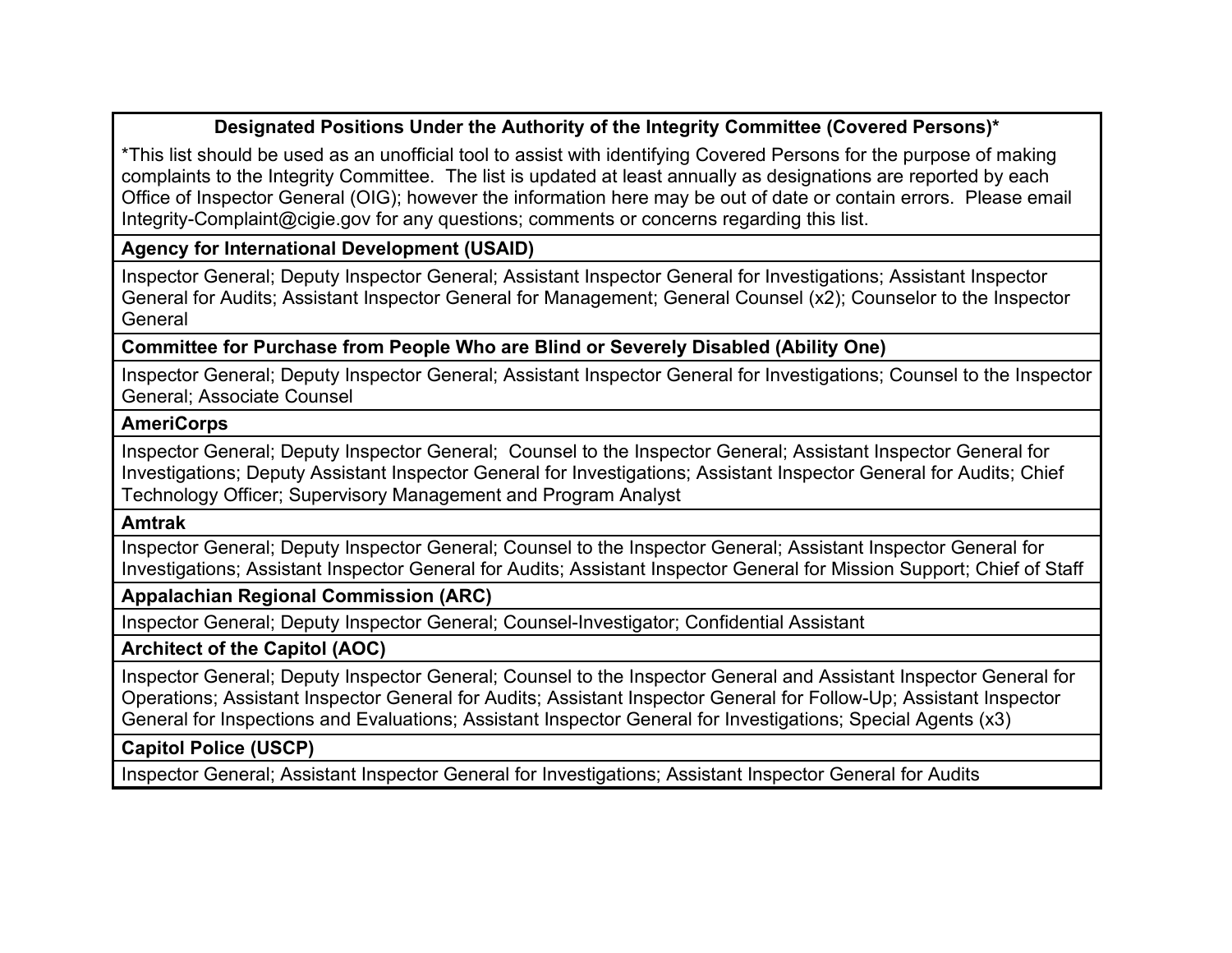**Designated Positions Under the Authority of the Integrity Committee (Covered Persons)***

*This list should be used as an unofficial tool to assist with identifying Covered Persons for the purpose of making complaints to the Integrity Committee. The list is updated at least annually as designations are reported by each Office of Inspector General (OIG); however the information here may be out of date or contain errors. Please email Integrity-Complaint@cigie.gov for any questions; comments or concerns regarding this list.

**Agency for International Development (USAID)**

Inspector General; Deputy Inspector General; Assistant Inspector General for Investigations; Assistant Inspector General for Audits; Assistant Inspector General for Management; General Counsel (x2); Counselor to the Inspector General

**Committee for Purchase from People Who are Blind or Severely Disabled (Ability One)**

Inspector General; Deputy Inspector General; Assistant Inspector General for Investigations; Counsel to the Inspector General; Associate Counsel

**AmeriCorps**

Inspector General; Deputy Inspector General; Counsel to the Inspector General; Assistant Inspector General for Investigations; Deputy Assistant Inspector General for Investigations; Assistant Inspector General for Audits; Chief Technology Officer; Supervisory Management and Program Analyst

**Amtrak**

Inspector General; Deputy Inspector General; Counsel to the Inspector General; Assistant Inspector General for Investigations; Assistant Inspector General for Audits; Assistant Inspector General for Mission Support; Chief of Staff

**Appalachian Regional Commission (ARC)**

Inspector General; Deputy Inspector General; Counsel-Investigator; Confidential Assistant

**Architect of the Capitol (AOC)**

Inspector General; Deputy Inspector General; Counsel to the Inspector General and Assistant Inspector General for Operations; Assistant Inspector General for Audits; Assistant Inspector General for Follow-Up; Assistant Inspector General for Inspections and Evaluations; Assistant Inspector General for Investigations; Special Agents (x3)

**Capitol Police (USCP)**

Inspector General; Assistant Inspector General for Investigations; Assistant Inspector General for Audits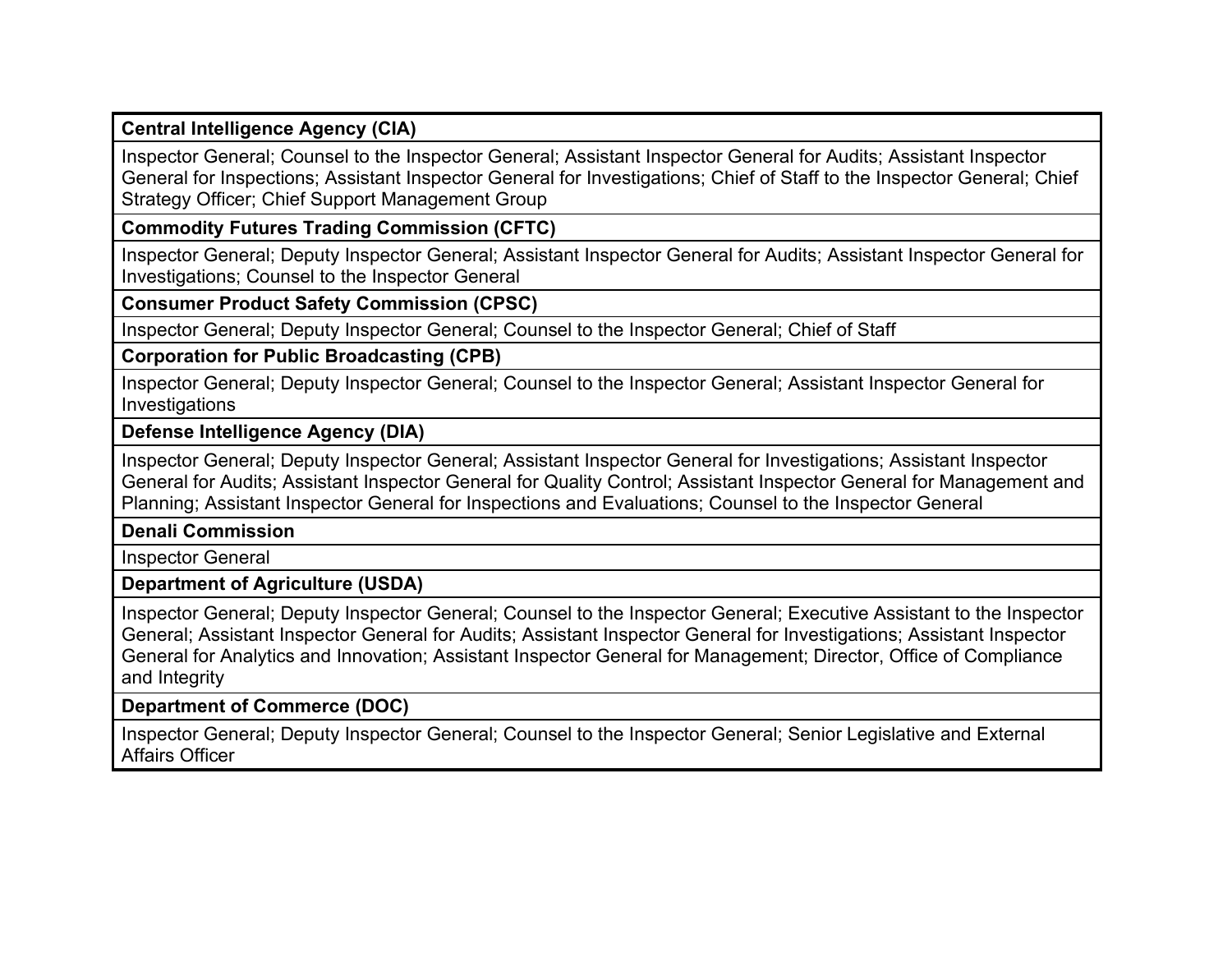| **Central Intelligence Agency (CIA)** |
|---|
| Inspector General; Counsel to the Inspector General; Assistant Inspector General for Audits; Assistant Inspector General for Inspections; Assistant Inspector General for Investigations; Chief of Staff to the Inspector General; Chief Strategy Officer; Chief Support Management Group |
| **Commodity Futures Trading Commission (CFTC)** |
| Inspector General; Deputy Inspector General; Assistant Inspector General for Audits; Assistant Inspector General for Investigations; Counsel to the Inspector General |
| **Consumer Product Safety Commission (CPSC)** |
| Inspector General; Deputy Inspector General; Counsel to the Inspector General; Chief of Staff |
| **Corporation for Public Broadcasting (CPB)** |
| Inspector General; Deputy Inspector General; Counsel to the Inspector General; Assistant Inspector General for Investigations |
| **Defense Intelligence Agency (DIA)** |
| Inspector General; Deputy Inspector General; Assistant Inspector General for Investigations; Assistant Inspector General for Audits; Assistant Inspector General for Quality Control; Assistant Inspector General for Management and Planning; Assistant Inspector General for Inspections and Evaluations; Counsel to the Inspector General |
| **Denali Commission** |
| Inspector General |
| **Department of Agriculture (USDA)** |
| Inspector General; Deputy Inspector General; Counsel to the Inspector General; Executive Assistant to the Inspector General; Assistant Inspector General for Audits; Assistant Inspector General for Investigations; Assistant Inspector General for Analytics and Innovation; Assistant Inspector General for Management; Director, Office of Compliance and Integrity |
| **Department of Commerce (DOC)** |
| Inspector General; Deputy Inspector General; Counsel to the Inspector General; Senior Legislative and External Affairs Officer |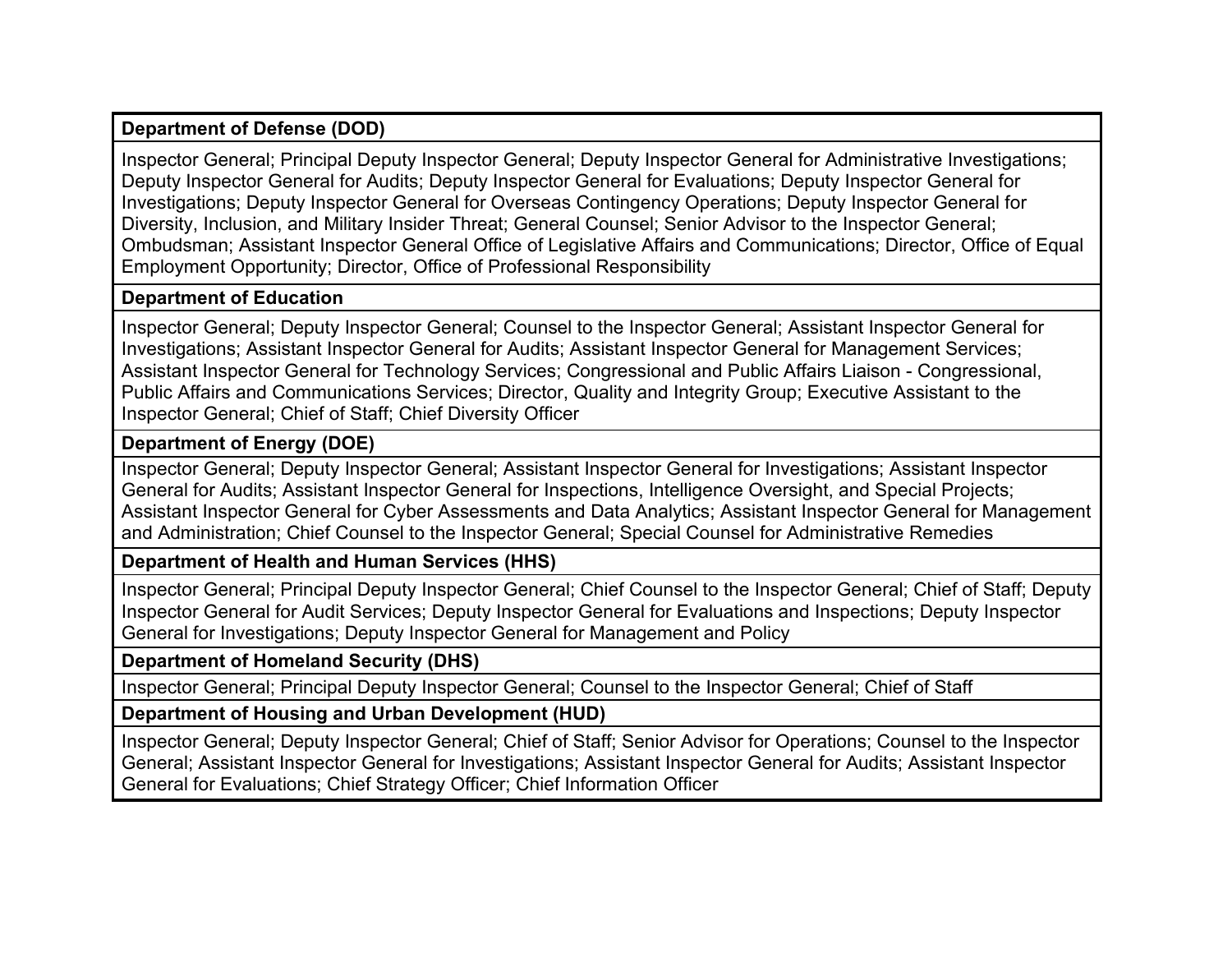| Department of Defense (DOD) |
|---|
| Inspector General; Principal Deputy Inspector General; Deputy Inspector General for Administrative Investigations; Deputy Inspector General for Audits; Deputy Inspector General for Evaluations; Deputy Inspector General for Investigations; Deputy Inspector General for Overseas Contingency Operations; Deputy Inspector General for Diversity, Inclusion, and Military Insider Threat; General Counsel; Senior Advisor to the Inspector General; Ombudsman; Assistant Inspector General Office of Legislative Affairs and Communications; Director, Office of Equal Employment Opportunity; Director, Office of Professional Responsibility |
| **Department of Education** |
| Inspector General; Deputy Inspector General; Counsel to the Inspector General; Assistant Inspector General for Investigations; Assistant Inspector General for Audits; Assistant Inspector General for Management Services; Assistant Inspector General for Technology Services; Congressional and Public Affairs Liaison - Congressional, Public Affairs and Communications Services; Director, Quality and Integrity Group; Executive Assistant to the Inspector General; Chief of Staff; Chief Diversity Officer |
| **Department of Energy (DOE)** |
| Inspector General; Deputy Inspector General; Assistant Inspector General for Investigations; Assistant Inspector General for Audits; Assistant Inspector General for Inspections, Intelligence Oversight, and Special Projects; Assistant Inspector General for Cyber Assessments and Data Analytics; Assistant Inspector General for Management and Administration; Chief Counsel to the Inspector General; Special Counsel for Administrative Remedies |
| **Department of Health and Human Services (HHS)** |
| Inspector General; Principal Deputy Inspector General; Chief Counsel to the Inspector General; Chief of Staff; Deputy Inspector General for Audit Services; Deputy Inspector General for Evaluations and Inspections; Deputy Inspector General for Investigations; Deputy Inspector General for Management and Policy |
| **Department of Homeland Security (DHS)** |
| Inspector General; Principal Deputy Inspector General; Counsel to the Inspector General; Chief of Staff |
| **Department of Housing and Urban Development (HUD)** |
| Inspector General; Deputy Inspector General; Chief of Staff; Senior Advisor for Operations; Counsel to the Inspector General; Assistant Inspector General for Investigations; Assistant Inspector General for Audits; Assistant Inspector General for Evaluations; Chief Strategy Officer; Chief Information Officer |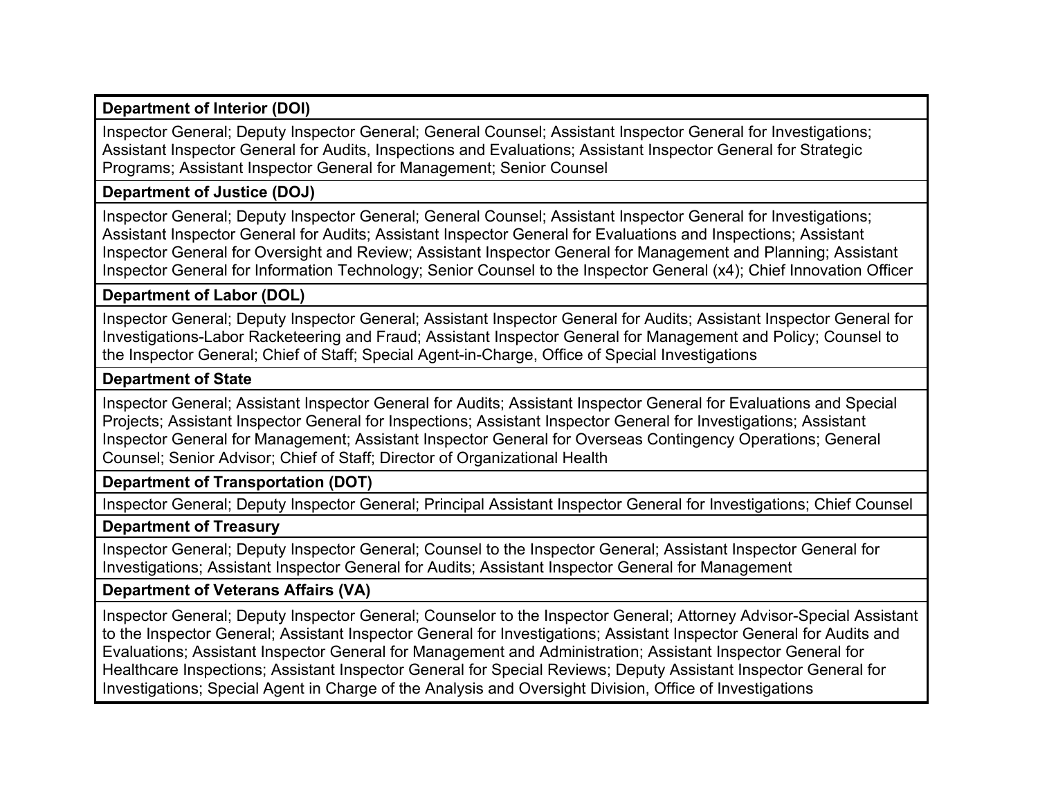| Department of Interior (DOI) |
|---|
| Inspector General; Deputy Inspector General; General Counsel; Assistant Inspector General for Investigations; Assistant Inspector General for Audits, Inspections and Evaluations; Assistant Inspector General for Strategic Programs; Assistant Inspector General for Management; Senior Counsel |
| **Department of Justice (DOJ)** |
| Inspector General; Deputy Inspector General; General Counsel; Assistant Inspector General for Investigations; Assistant Inspector General for Audits; Assistant Inspector General for Evaluations and Inspections; Assistant Inspector General for Oversight and Review; Assistant Inspector General for Management and Planning; Assistant Inspector General for Information Technology; Senior Counsel to the Inspector General (x4); Chief Innovation Officer |
| **Department of Labor (DOL)** |
| Inspector General; Deputy Inspector General; Assistant Inspector General for Audits; Assistant Inspector General for Investigations-Labor Racketeering and Fraud; Assistant Inspector General for Management and Policy; Counsel to the Inspector General; Chief of Staff; Special Agent-in-Charge, Office of Special Investigations |
| **Department of State** |
| Inspector General; Assistant Inspector General for Audits; Assistant Inspector General for Evaluations and Special Projects; Assistant Inspector General for Inspections; Assistant Inspector General for Investigations; Assistant Inspector General for Management; Assistant Inspector General for Overseas Contingency Operations; General Counsel; Senior Advisor; Chief of Staff; Director of Organizational Health |
| **Department of Transportation (DOT)** |
| Inspector General; Deputy Inspector General; Principal Assistant Inspector General for Investigations; Chief Counsel |
| **Department of Treasury** |
| Inspector General; Deputy Inspector General; Counsel to the Inspector General; Assistant Inspector General for Investigations; Assistant Inspector General for Audits; Assistant Inspector General for Management |
| **Department of Veterans Affairs (VA)** |
| Inspector General; Deputy Inspector General; Counselor to the Inspector General; Attorney Advisor-Special Assistant to the Inspector General; Assistant Inspector General for Investigations; Assistant Inspector General for Audits and Evaluations; Assistant Inspector General for Management and Administration; Assistant Inspector General for Healthcare Inspections; Assistant Inspector General for Special Reviews; Deputy Assistant Inspector General for Investigations; Special Agent in Charge of the Analysis and Oversight Division, Office of Investigations |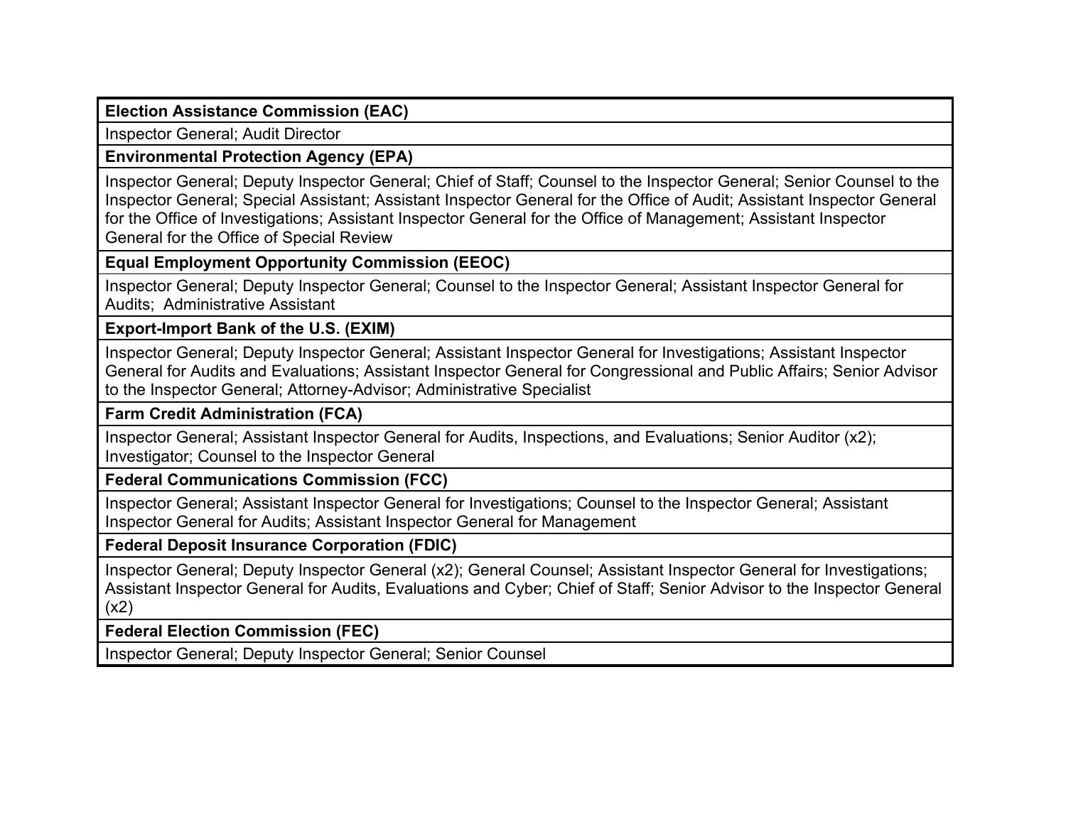| **Election Assistance Commission (EAC)** |
|---|
| Inspector General; Audit Director |
| **Environmental Protection Agency (EPA)** |
| Inspector General; Deputy Inspector General; Chief of Staff; Counsel to the Inspector General; Senior Counsel to the Inspector General; Special Assistant; Assistant Inspector General for the Office of Audit; Assistant Inspector General for the Office of Investigations; Assistant Inspector General for the Office of Management; Assistant Inspector General for the Office of Special Review |
| **Equal Employment Opportunity Commission (EEOC)** |
| Inspector General; Deputy Inspector General; Counsel to the Inspector General; Assistant Inspector General for Audits; Administrative Assistant |
| **Export-Import Bank of the U.S. (EXIM)** |
| Inspector General; Deputy Inspector General; Assistant Inspector General for Investigations; Assistant Inspector General for Audits and Evaluations; Assistant Inspector General for Congressional and Public Affairs; Senior Advisor to the Inspector General; Attorney-Advisor; Administrative Specialist |
| **Farm Credit Administration (FCA)** |
| Inspector General; Assistant Inspector General for Audits, Inspections, and Evaluations; Senior Auditor (x2); Investigator; Counsel to the Inspector General |
| **Federal Communications Commission (FCC)** |
| Inspector General; Assistant Inspector General for Investigations; Counsel to the Inspector General; Assistant Inspector General for Audits; Assistant Inspector General for Management |
| **Federal Deposit Insurance Corporation (FDIC)** |
| Inspector General; Deputy Inspector General (x2); General Counsel; Assistant Inspector General for Investigations; Assistant Inspector General for Audits, Evaluations and Cyber; Chief of Staff; Senior Advisor to the Inspector General (x2) |
| **Federal Election Commission (FEC)** |
| Inspector General; Deputy Inspector General; Senior Counsel |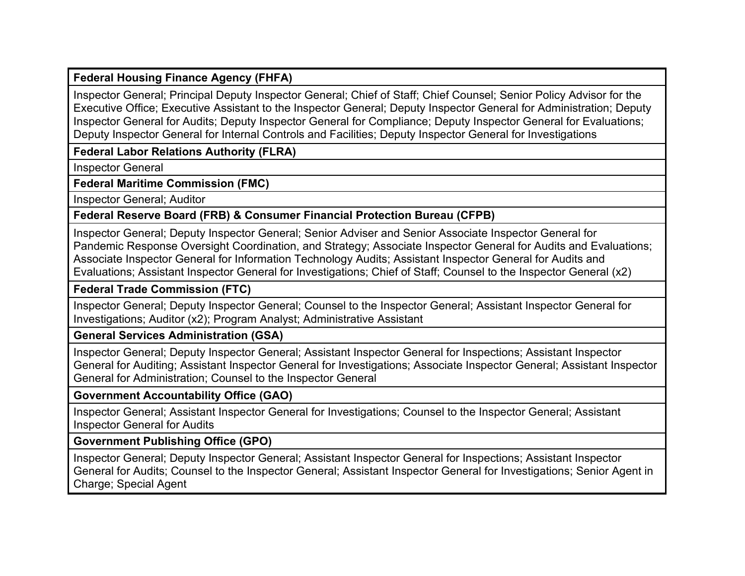| **Federal Housing Finance Agency (FHFA)** |
|---|
| Inspector General; Principal Deputy Inspector General; Chief of Staff; Chief Counsel; Senior Policy Advisor for the Executive Office; Executive Assistant to the Inspector General; Deputy Inspector General for Administration; Deputy Inspector General for Audits; Deputy Inspector General for Compliance; Deputy Inspector General for Evaluations; Deputy Inspector General for Internal Controls and Facilities; Deputy Inspector General for Investigations |
| **Federal Labor Relations Authority (FLRA)** |
| Inspector General |
| **Federal Maritime Commission (FMC)** |
| Inspector General; Auditor |
| **Federal Reserve Board (FRB) & Consumer Financial Protection Bureau (CFPB)** |
| Inspector General; Deputy Inspector General; Senior Adviser and Senior Associate Inspector General for Pandemic Response Oversight Coordination, and Strategy; Associate Inspector General for Audits and Evaluations; Associate Inspector General for Information Technology Audits; Assistant Inspector General for Audits and Evaluations; Assistant Inspector General for Investigations; Chief of Staff; Counsel to the Inspector General (x2) |
| **Federal Trade Commission (FTC)** |
| Inspector General; Deputy Inspector General; Counsel to the Inspector General; Assistant Inspector General for Investigations; Auditor (x2); Program Analyst; Administrative Assistant |
| **General Services Administration (GSA)** |
| Inspector General; Deputy Inspector General; Assistant Inspector General for Inspections; Assistant Inspector General for Auditing; Assistant Inspector General for Investigations; Associate Inspector General; Assistant Inspector General for Administration; Counsel to the Inspector General |
| **Government Accountability Office (GAO)** |
| Inspector General; Assistant Inspector General for Investigations; Counsel to the Inspector General; Assistant Inspector General for Audits |
| **Government Publishing Office (GPO)** |
| Inspector General; Deputy Inspector General; Assistant Inspector General for Inspections; Assistant Inspector General for Audits; Counsel to the Inspector General; Assistant Inspector General for Investigations; Senior Agent in Charge; Special Agent |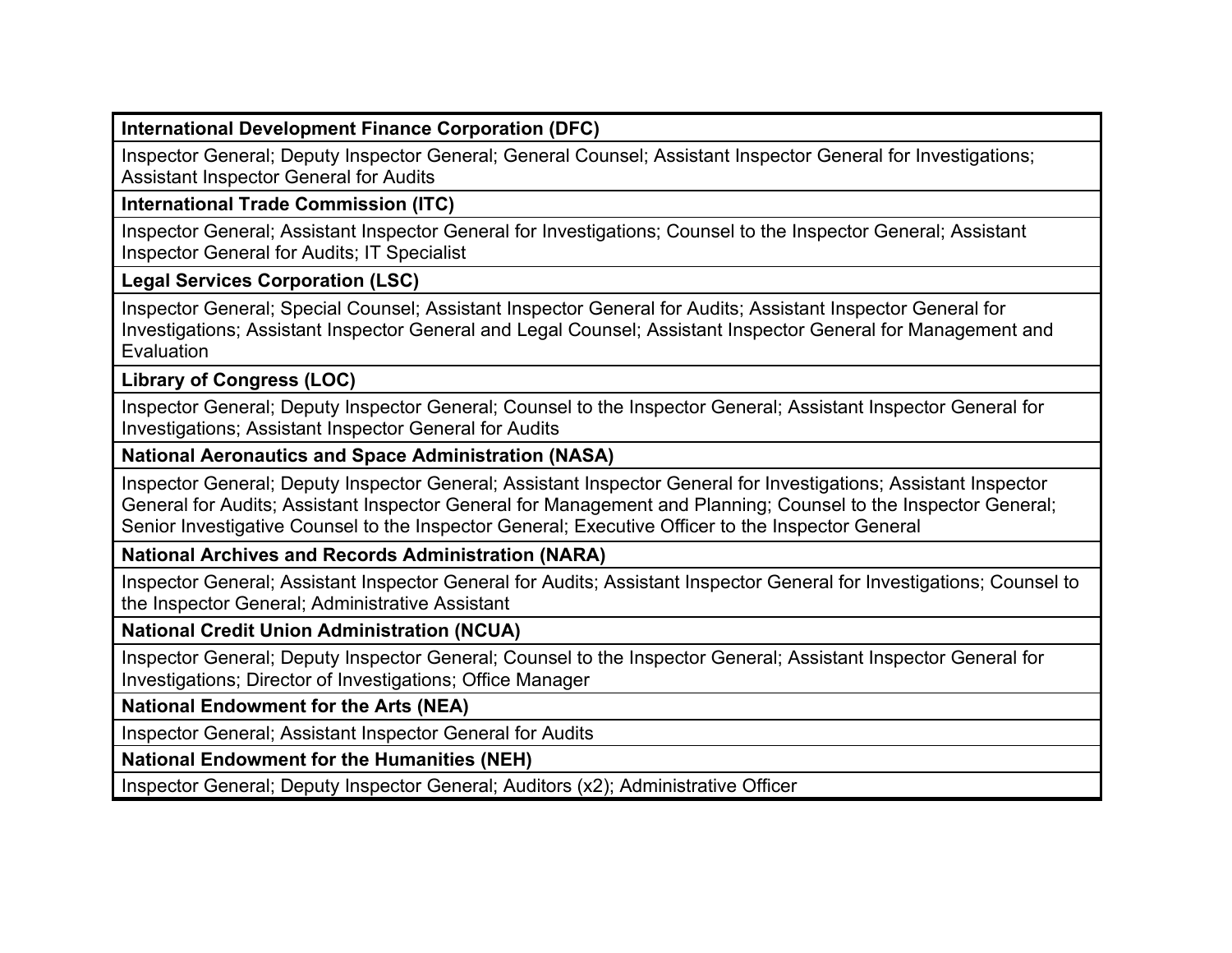| **International Development Finance Corporation (DFC)** |
|---|
| Inspector General; Deputy Inspector General; General Counsel; Assistant Inspector General for Investigations; Assistant Inspector General for Audits |
| **International Trade Commission (ITC)** |
| Inspector General; Assistant Inspector General for Investigations; Counsel to the Inspector General; Assistant Inspector General for Audits; IT Specialist |
| **Legal Services Corporation (LSC)** |
| Inspector General; Special Counsel; Assistant Inspector General for Audits; Assistant Inspector General for Investigations; Assistant Inspector General and Legal Counsel; Assistant Inspector General for Management and Evaluation |
| **Library of Congress (LOC)** |
| Inspector General; Deputy Inspector General; Counsel to the Inspector General; Assistant Inspector General for Investigations; Assistant Inspector General for Audits |
| **National Aeronautics and Space Administration (NASA)** |
| Inspector General; Deputy Inspector General; Assistant Inspector General for Investigations; Assistant Inspector General for Audits; Assistant Inspector General for Management and Planning; Counsel to the Inspector General; Senior Investigative Counsel to the Inspector General; Executive Officer to the Inspector General |
| **National Archives and Records Administration (NARA)** |
| Inspector General; Assistant Inspector General for Audits; Assistant Inspector General for Investigations; Counsel to the Inspector General; Administrative Assistant |
| **National Credit Union Administration (NCUA)** |
| Inspector General; Deputy Inspector General; Counsel to the Inspector General; Assistant Inspector General for Investigations; Director of Investigations; Office Manager |
| **National Endowment for the Arts (NEA)** |
| Inspector General; Assistant Inspector General for Audits |
| **National Endowment for the Humanities (NEH)** |
| Inspector General; Deputy Inspector General; Auditors (x2); Administrative Officer |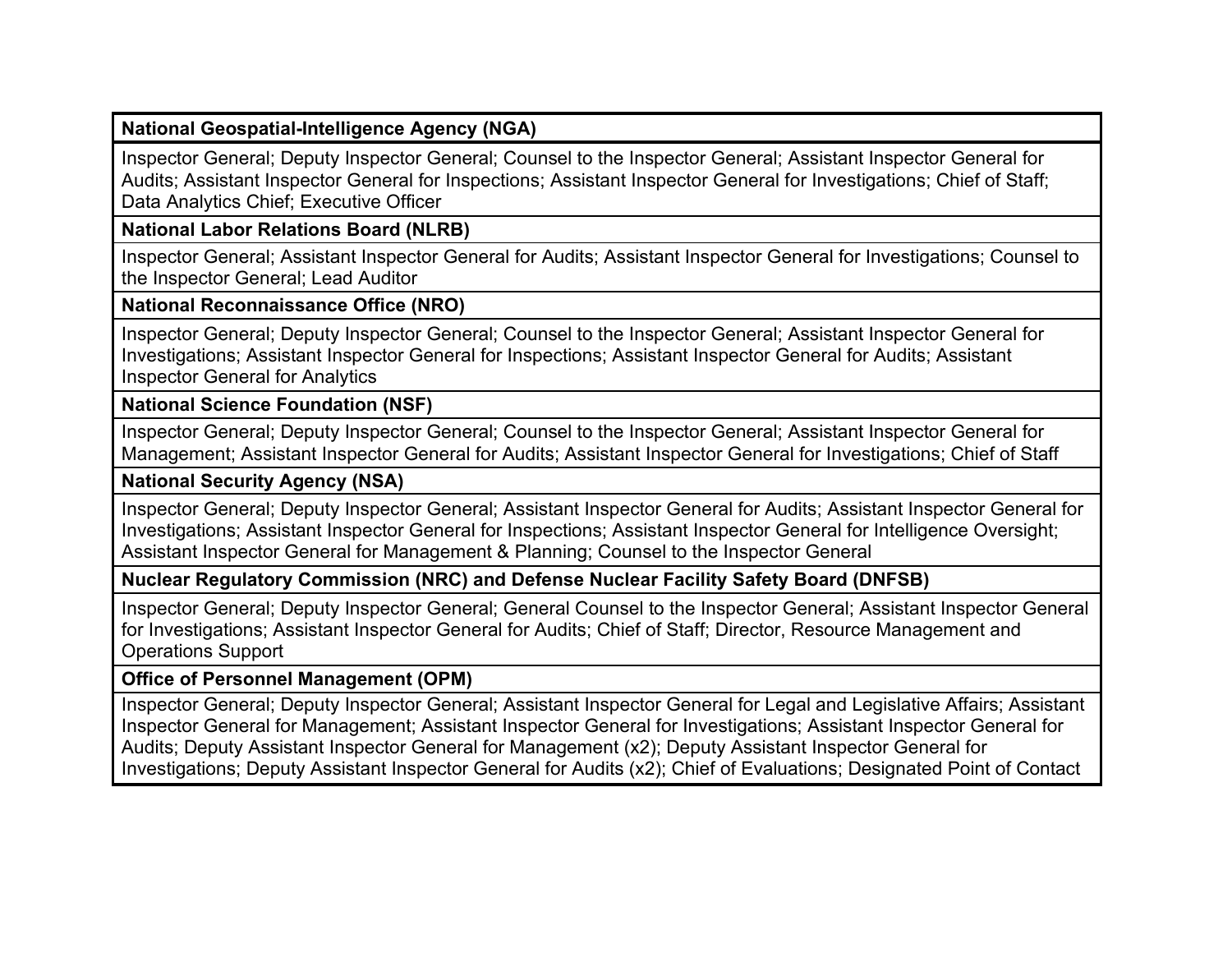| **National Geospatial-Intelligence Agency (NGA)** |
|---|
| Inspector General; Deputy Inspector General; Counsel to the Inspector General; Assistant Inspector General for Audits; Assistant Inspector General for Inspections; Assistant Inspector General for Investigations; Chief of Staff; Data Analytics Chief; Executive Officer |
| **National Labor Relations Board (NLRB)** |
| Inspector General; Assistant Inspector General for Audits; Assistant Inspector General for Investigations; Counsel to the Inspector General; Lead Auditor |
| **National Reconnaissance Office (NRO)** |
| Inspector General; Deputy Inspector General; Counsel to the Inspector General; Assistant Inspector General for Investigations; Assistant Inspector General for Inspections; Assistant Inspector General for Audits; Assistant Inspector General for Analytics |
| **National Science Foundation (NSF)** |
| Inspector General; Deputy Inspector General; Counsel to the Inspector General; Assistant Inspector General for Management; Assistant Inspector General for Audits; Assistant Inspector General for Investigations; Chief of Staff |
| **National Security Agency (NSA)** |
| Inspector General; Deputy Inspector General; Assistant Inspector General for Audits; Assistant Inspector General for Investigations; Assistant Inspector General for Inspections; Assistant Inspector General for Intelligence Oversight; Assistant Inspector General for Management & Planning; Counsel to the Inspector General |
| **Nuclear Regulatory Commission (NRC) and Defense Nuclear Facility Safety Board (DNFSB)** |
| Inspector General; Deputy Inspector General; General Counsel to the Inspector General; Assistant Inspector General for Investigations; Assistant Inspector General for Audits; Chief of Staff; Director, Resource Management and Operations Support |
| **Office of Personnel Management (OPM)** |
| Inspector General; Deputy Inspector General; Assistant Inspector General for Legal and Legislative Affairs; Assistant Inspector General for Management; Assistant Inspector General for Investigations; Assistant Inspector General for Audits; Deputy Assistant Inspector General for Management (x2); Deputy Assistant Inspector General for Investigations; Deputy Assistant Inspector General for Audits (x2); Chief of Evaluations; Designated Point of Contact |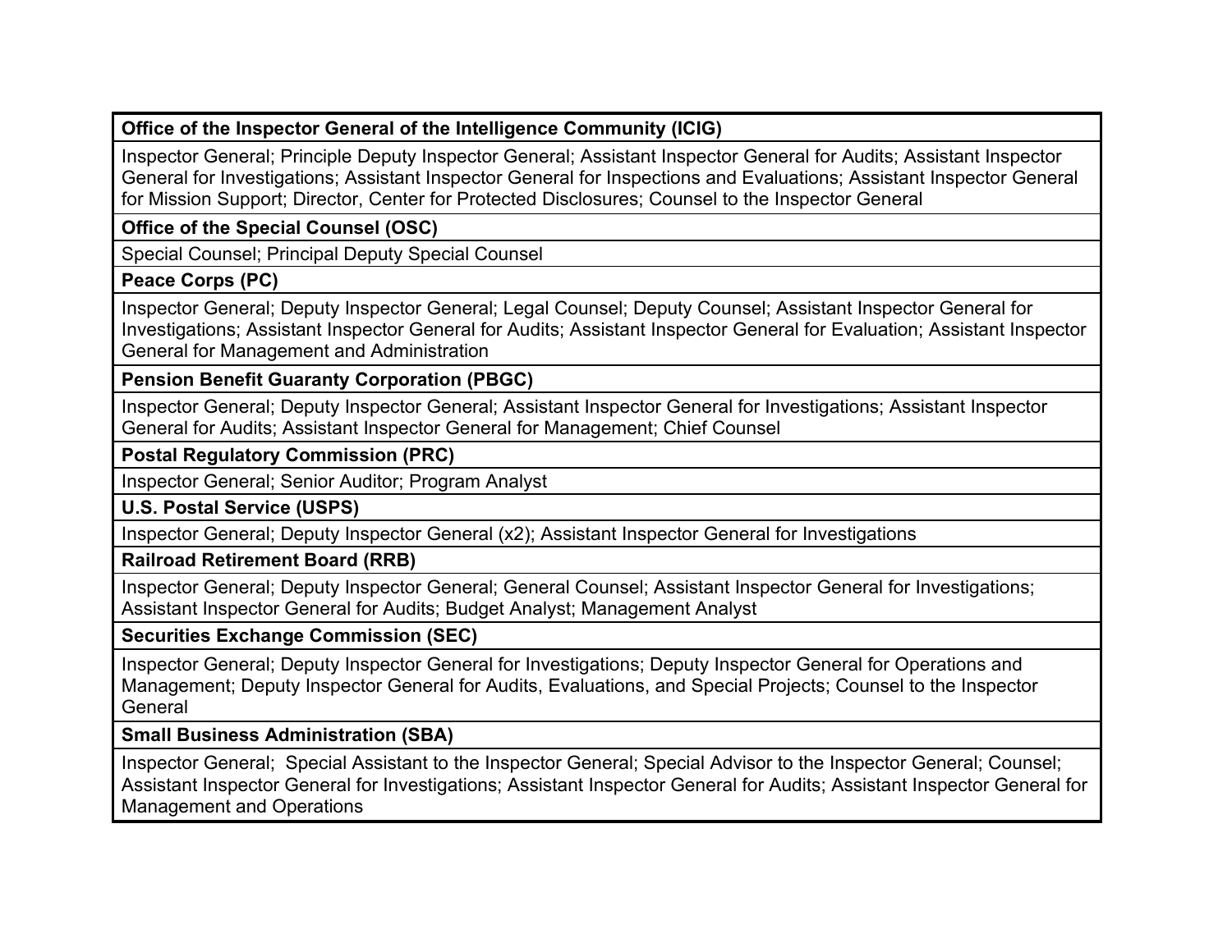| **Office of the Inspector General of the Intelligence Community (ICIG)** |
| --- |
| Inspector General; Principle Deputy Inspector General; Assistant Inspector General for Audits; Assistant Inspector General for Investigations; Assistant Inspector General for Inspections and Evaluations; Assistant Inspector General for Mission Support; Director, Center for Protected Disclosures; Counsel to the Inspector General |
| **Office of the Special Counsel (OSC)** |
| Special Counsel; Principal Deputy Special Counsel |
| **Peace Corps (PC)** |
| Inspector General; Deputy Inspector General; Legal Counsel; Deputy Counsel; Assistant Inspector General for Investigations; Assistant Inspector General for Audits; Assistant Inspector General for Evaluation; Assistant Inspector General for Management and Administration |
| **Pension Benefit Guaranty Corporation (PBGC)** |
| Inspector General; Deputy Inspector General; Assistant Inspector General for Investigations; Assistant Inspector General for Audits; Assistant Inspector General for Management; Chief Counsel |
| **Postal Regulatory Commission (PRC)** |
| Inspector General; Senior Auditor; Program Analyst |
| **U.S. Postal Service (USPS)** |
| Inspector General; Deputy Inspector General (x2); Assistant Inspector General for Investigations |
| **Railroad Retirement Board (RRB)** |
| Inspector General; Deputy Inspector General; General Counsel; Assistant Inspector General for Investigations; Assistant Inspector General for Audits; Budget Analyst; Management Analyst |
| **Securities Exchange Commission (SEC)** |
| Inspector General; Deputy Inspector General for Investigations; Deputy Inspector General for Operations and Management; Deputy Inspector General for Audits, Evaluations, and Special Projects; Counsel to the Inspector General |
| **Small Business Administration (SBA)** |
| Inspector General; Special Assistant to the Inspector General; Special Advisor to the Inspector General; Counsel; Assistant Inspector General for Investigations; Assistant Inspector General for Audits; Assistant Inspector General for Management and Operations |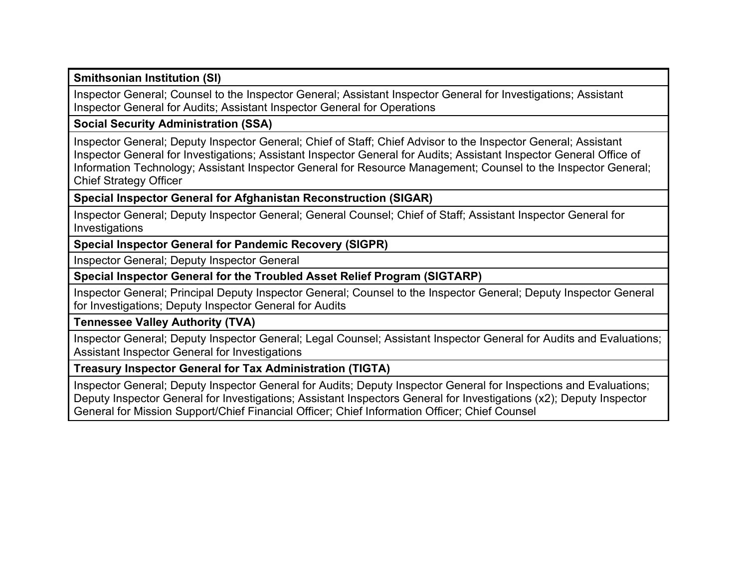| |
|---|
| **Smithsonian Institution (SI)** |
| Inspector General; Counsel to the Inspector General; Assistant Inspector General for Investigations; Assistant Inspector General for Audits; Assistant Inspector General for Operations |
| **Social Security Administration (SSA)** |
| Inspector General; Deputy Inspector General; Chief of Staff; Chief Advisor to the Inspector General; Assistant Inspector General for Investigations; Assistant Inspector General for Audits; Assistant Inspector General Office of Information Technology; Assistant Inspector General for Resource Management; Counsel to the Inspector General; Chief Strategy Officer |
| **Special Inspector General for Afghanistan Reconstruction (SIGAR)** |
| Inspector General; Deputy Inspector General; General Counsel; Chief of Staff; Assistant Inspector General for Investigations |
| **Special Inspector General for Pandemic Recovery (SIGPR)** |
| Inspector General; Deputy Inspector General |
| **Special Inspector General for the Troubled Asset Relief Program (SIGTARP)** |
| Inspector General; Principal Deputy Inspector General; Counsel to the Inspector General; Deputy Inspector General for Investigations; Deputy Inspector General for Audits |
| **Tennessee Valley Authority (TVA)** |
| Inspector General; Deputy Inspector General; Legal Counsel; Assistant Inspector General for Audits and Evaluations; Assistant Inspector General for Investigations |
| **Treasury Inspector General for Tax Administration (TIGTA)** |
| Inspector General; Deputy Inspector General for Audits; Deputy Inspector General for Inspections and Evaluations; Deputy Inspector General for Investigations; Assistant Inspectors General for Investigations (x2); Deputy Inspector General for Mission Support/Chief Financial Officer; Chief Information Officer; Chief Counsel |